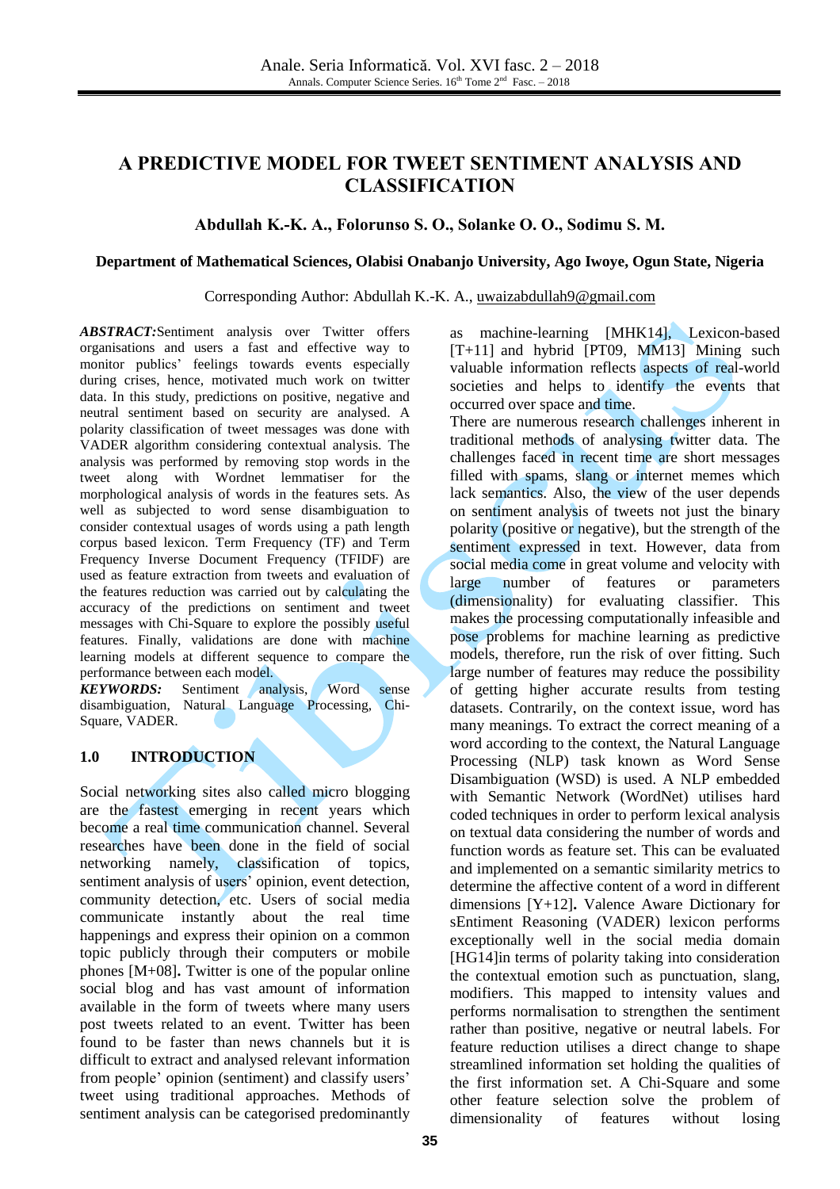# A PREDICTIVE MODEL FOR TWEET SENTIMENT ANALYSIS AND CLASSIFICATION

**Abdullah K.-K. A., Folorunso S. O., Solanke O. O., Sodimu S. M.**

**Department of Mathematical Sciences, Olabisi Onabanjo University, Ago Iwoye, Ogun State, Nigeria**

Corresponding Author: Abdullah K.-K. A., uwaizabdullah9@gmail.com

***ABSTRACT:*** Sentiment analysis over Twitter offers organisations and users a fast and effective way to monitor publics' feelings towards events especially during crises, hence, motivated much work on twitter data. In this study, predictions on positive, negative and neutral sentiment based on security are analysed. A polarity classification of tweet messages was done with VADER algorithm considering contextual analysis. The analysis was performed by removing stop words in the tweet along with Wordnet lemmatiser for the morphological analysis of words in the features sets. As well as subjected to word sense disambiguation to consider contextual usages of words using a path length corpus based lexicon. Term Frequency (TF) and Term Frequency Inverse Document Frequency (TFIDF) are used as feature extraction from tweets and evaluation of the features reduction was carried out by calculating the accuracy of the predictions on sentiment and tweet messages with Chi-Square to explore the possibly useful features. Finally, validations are done with machine learning models at different sequence to compare the performance between each model.

***KEYWORDS:*** Sentiment analysis, Word sense disambiguation, Natural Language Processing, Chi-Square, VADER.

## 1.0 INTRODUCTION

Social networking sites also called micro blogging are the fastest emerging in recent years which become a real time communication channel. Several researches have been done in the field of social networking namely, classification of topics, sentiment analysis of users' opinion, event detection, community detection, etc. Users of social media communicate instantly about the real time happenings and express their opinion on a common topic publicly through their computers or mobile phones [M+08]**.** Twitter is one of the popular online social blog and has vast amount of information available in the form of tweets where many users post tweets related to an event. Twitter has been found to be faster than news channels but it is difficult to extract and analysed relevant information from people' opinion (sentiment) and classify users' tweet using traditional approaches. Methods of sentiment analysis can be categorised predominantly as machine-learning [MHK14], Lexicon-based [T+11] and hybrid [PT09, MM13] Mining such valuable information reflects aspects of real-world societies and helps to identify the events that occurred over space and time.

There are numerous research challenges inherent in traditional methods of analysing twitter data. The challenges faced in recent time are short messages filled with spams, slang or internet memes which lack semantics. Also, the view of the user depends on sentiment analysis of tweets not just the binary polarity (positive or negative), but the strength of the sentiment expressed in text. However, data from social media come in great volume and velocity with large number of features or parameters (dimensionality) for evaluating classifier. This makes the processing computationally infeasible and pose problems for machine learning as predictive models, therefore, run the risk of over fitting. Such large number of features may reduce the possibility of getting higher accurate results from testing datasets. Contrarily, on the context issue, word has many meanings. To extract the correct meaning of a word according to the context, the Natural Language Processing (NLP) task known as Word Sense Disambiguation (WSD) is used. A NLP embedded with Semantic Network (WordNet) utilises hard coded techniques in order to perform lexical analysis on textual data considering the number of words and function words as feature set. This can be evaluated and implemented on a semantic similarity metrics to determine the affective content of a word in different dimensions [Y+12]**.** Valence Aware Dictionary for sEntiment Reasoning (VADER) lexicon performs exceptionally well in the social media domain [HG14]in terms of polarity taking into consideration the contextual emotion such as punctuation, slang, modifiers. This mapped to intensity values and performs normalisation to strengthen the sentiment rather than positive, negative or neutral labels. For feature reduction utilises a direct change to shape streamlined information set holding the qualities of the first information set. A Chi-Square and some other feature selection solve the problem of dimensionality of features without losing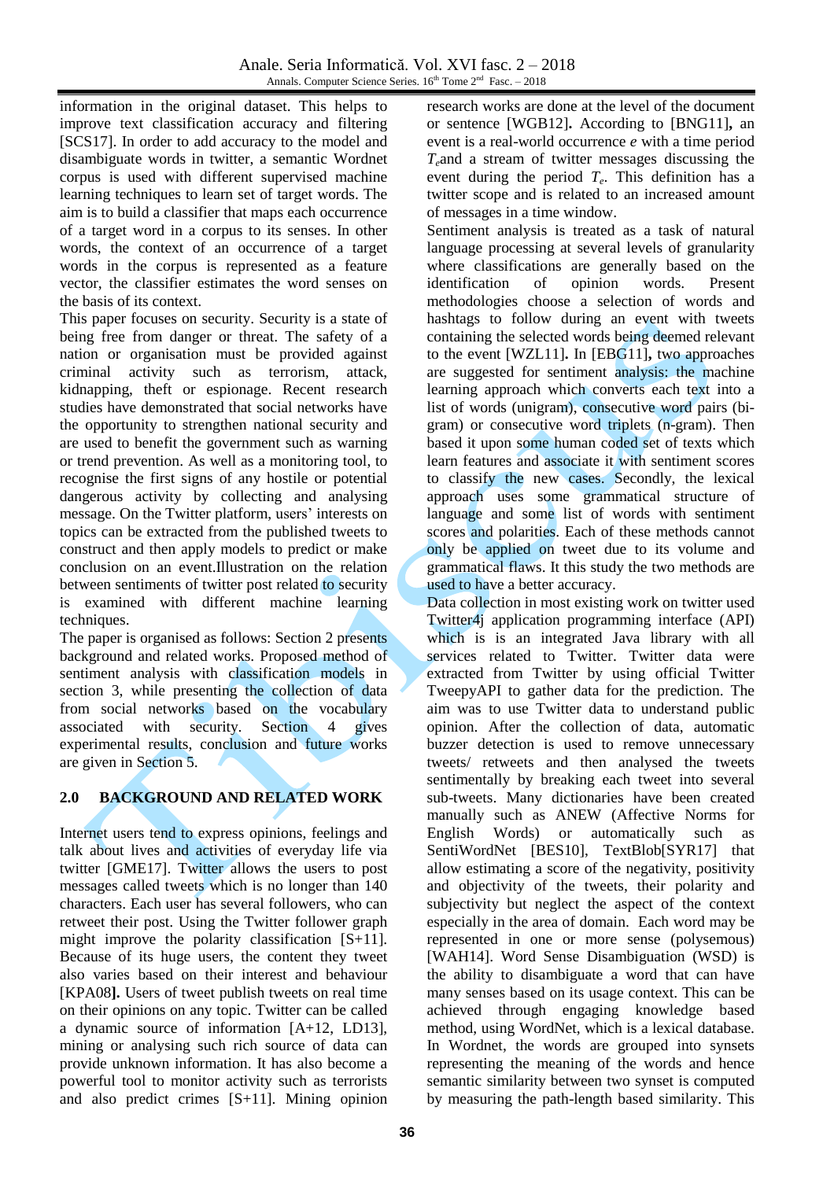information in the original dataset. This helps to improve text classification accuracy and filtering [SCS17]. In order to add accuracy to the model and disambiguate words in twitter, a semantic Wordnet corpus is used with different supervised machine learning techniques to learn set of target words. The aim is to build a classifier that maps each occurrence of a target word in a corpus to its senses. In other words, the context of an occurrence of a target words in the corpus is represented as a feature vector, the classifier estimates the word senses on the basis of its context.

This paper focuses on security. Security is a state of being free from danger or threat. The safety of a nation or organisation must be provided against criminal activity such as terrorism, attack, kidnapping, theft or espionage. Recent research studies have demonstrated that social networks have the opportunity to strengthen national security and are used to benefit the government such as warning or trend prevention. As well as a monitoring tool, to recognise the first signs of any hostile or potential dangerous activity by collecting and analysing message. On the Twitter platform, users' interests on topics can be extracted from the published tweets to construct and then apply models to predict or make conclusion on an event.Illustration on the relation between sentiments of twitter post related to security is examined with different machine learning techniques.

The paper is organised as follows: Section 2 presents background and related works. Proposed method of sentiment analysis with classification models in section 3, while presenting the collection of data from social networks based on the vocabulary associated with security. Section 4 gives experimental results, conclusion and future works are given in Section 5.

## 2.0 BACKGROUND AND RELATED WORK

Internet users tend to express opinions, feelings and talk about lives and activities of everyday life via twitter [GME17]. Twitter allows the users to post messages called tweets which is no longer than 140 characters. Each user has several followers, who can retweet their post. Using the Twitter follower graph might improve the polarity classification [S+11]. Because of its huge users, the content they tweet also varies based on their interest and behaviour [KPA08**]**. Users of tweet publish tweets on real time on their opinions on any topic. Twitter can be called a dynamic source of information [A+12, LD13], mining or analysing such rich source of data can provide unknown information. It has also become a powerful tool to monitor activity such as terrorists and also predict crimes [S+11]. Mining opinion research works are done at the level of the document or sentence [WGB12]**.** According to [BNG11]**,** an event is a real-world occurrence *e* with a time period $T_e$and a stream of twitter messages discussing the event during the period $T_e$. This definition has a twitter scope and is related to an increased amount of messages in a time window.

Sentiment analysis is treated as a task of natural language processing at several levels of granularity where classifications are generally based on the identification of opinion words. Present methodologies choose a selection of words and hashtags to follow during an event with tweets containing the selected words being deemed relevant to the event [WZL11]**.** In [EBG11]**,** two approaches are suggested for sentiment analysis: the machine learning approach which converts each text into a list of words (unigram), consecutive word pairs (bi-gram) or consecutive word triplets (n-gram). Then based it upon some human coded set of texts which learn features and associate it with sentiment scores to classify the new cases. Secondly, the lexical approach uses some grammatical structure of language and some list of words with sentiment scores and polarities. Each of these methods cannot only be applied on tweet due to its volume and grammatical flaws. It this study the two methods are used to have a better accuracy.

Data collection in most existing work on twitter used Twitter4j application programming interface (API) which is is an integrated Java library with all services related to Twitter. Twitter data were extracted from Twitter by using official Twitter TweepyAPI to gather data for the prediction. The aim was to use Twitter data to understand public opinion. After the collection of data, automatic buzzer detection is used to remove unnecessary tweets/ retweets and then analysed the tweets sentimentally by breaking each tweet into several sub-tweets. Many dictionaries have been created manually such as ANEW (Affective Norms for English Words) or automatically such as SentiWordNet [BES10], TextBlob[SYR17] that allow estimating a score of the negativity, positivity and objectivity of the tweets, their polarity and subjectivity but neglect the aspect of the context especially in the area of domain. Each word may be represented in one or more sense (polysemous) [WAH14]. Word Sense Disambiguation (WSD) is the ability to disambiguate a word that can have many senses based on its usage context. This can be achieved through engaging knowledge based method, using WordNet, which is a lexical database. In Wordnet, the words are grouped into synsets representing the meaning of the words and hence semantic similarity between two synset is computed by measuring the path-length based similarity. This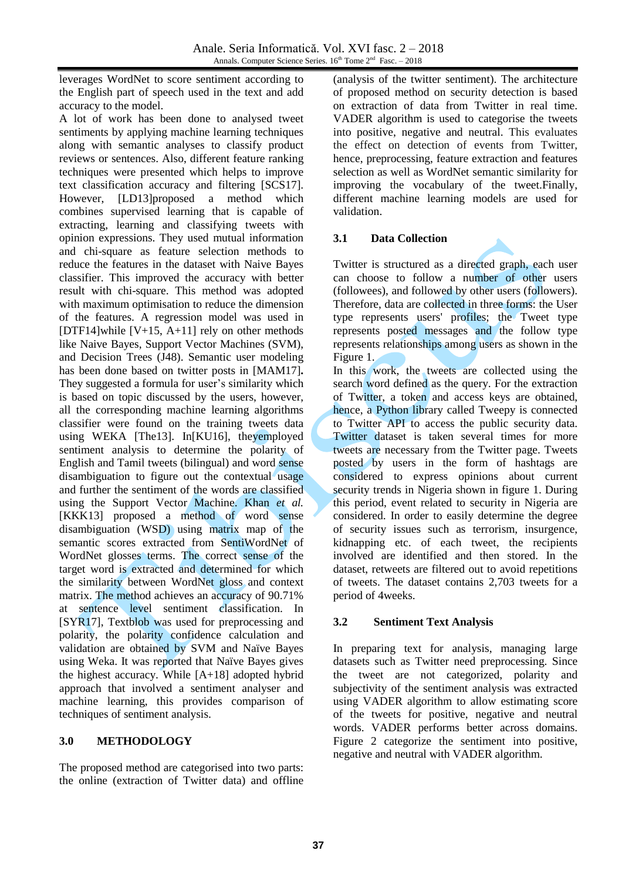leverages WordNet to score sentiment according to the English part of speech used in the text and add accuracy to the model.

A lot of work has been done to analysed tweet sentiments by applying machine learning techniques along with semantic analyses to classify product reviews or sentences. Also, different feature ranking techniques were presented which helps to improve text classification accuracy and filtering [SCS17]. However, [LD13]proposed a method which combines supervised learning that is capable of extracting, learning and classifying tweets with opinion expressions. They used mutual information and chi-square as feature selection methods to reduce the features in the dataset with Naive Bayes classifier. This improved the accuracy with better result with chi-square. This method was adopted with maximum optimisation to reduce the dimension of the features. A regression model was used in [DTF14]while [V+15, A+11] rely on other methods like Naive Bayes, Support Vector Machines (SVM), and Decision Trees (J48). Semantic user modeling has been done based on twitter posts in [MAM17]**.** They suggested a formula for user's similarity which is based on topic discussed by the users, however, all the corresponding machine learning algorithms classifier were found on the training tweets data using WEKA [The13]. In[KU16], theyemployed sentiment analysis to determine the polarity of English and Tamil tweets (bilingual) and word sense disambiguation to figure out the contextual usage and further the sentiment of the words are classified using the Support Vector Machine. Khan *et al.* [KKK13] proposed a method of word sense disambiguation (WSD) using matrix map of the semantic scores extracted from SentiWordNet of WordNet glosses terms. The correct sense of the target word is extracted and determined for which the similarity between WordNet gloss and context matrix. The method achieves an accuracy of 90.71% at sentence level sentiment classification. In [SYR17], Textblob was used for preprocessing and polarity, the polarity confidence calculation and validation are obtained by SVM and Naïve Bayes using Weka. It was reported that Naïve Bayes gives the highest accuracy. While [A+18] adopted hybrid approach that involved a sentiment analyser and machine learning, this provides comparison of techniques of sentiment analysis.

## 3.0 METHODOLOGY

The proposed method are categorised into two parts: the online (extraction of Twitter data) and offline (analysis of the twitter sentiment). The architecture of proposed method on security detection is based on extraction of data from Twitter in real time. VADER algorithm is used to categorise the tweets into positive, negative and neutral. This evaluates the effect on detection of events from Twitter, hence, preprocessing, feature extraction and features selection as well as WordNet semantic similarity for improving the vocabulary of the tweet.Finally, different machine learning models are used for validation.

### 3.1 Data Collection

Twitter is structured as a directed graph, each user can choose to follow a number of other users (followees), and followed by other users (followers). Therefore, data are collected in three forms: the User type represents users' profiles; the Tweet type represents posted messages and the follow type represents relationships among users as shown in the Figure 1.

In this work, the tweets are collected using the search word defined as the query. For the extraction of Twitter, a token and access keys are obtained, hence, a Python library called Tweepy is connected to Twitter API to access the public security data. Twitter dataset is taken several times for more tweets are necessary from the Twitter page. Tweets posted by users in the form of hashtags are considered to express opinions about current security trends in Nigeria shown in figure 1. During this period, event related to security in Nigeria are considered. In order to easily determine the degree of security issues such as terrorism, insurgence, kidnapping etc. of each tweet, the recipients involved are identified and then stored. In the dataset, retweets are filtered out to avoid repetitions of tweets. The dataset contains 2,703 tweets for a period of 4weeks.

### 3.2 Sentiment Text Analysis

In preparing text for analysis, managing large datasets such as Twitter need preprocessing. Since the tweet are not categorized, polarity and subjectivity of the sentiment analysis was extracted using VADER algorithm to allow estimating score of the tweets for positive, negative and neutral words. VADER performs better across domains. Figure 2 categorize the sentiment into positive, negative and neutral with VADER algorithm.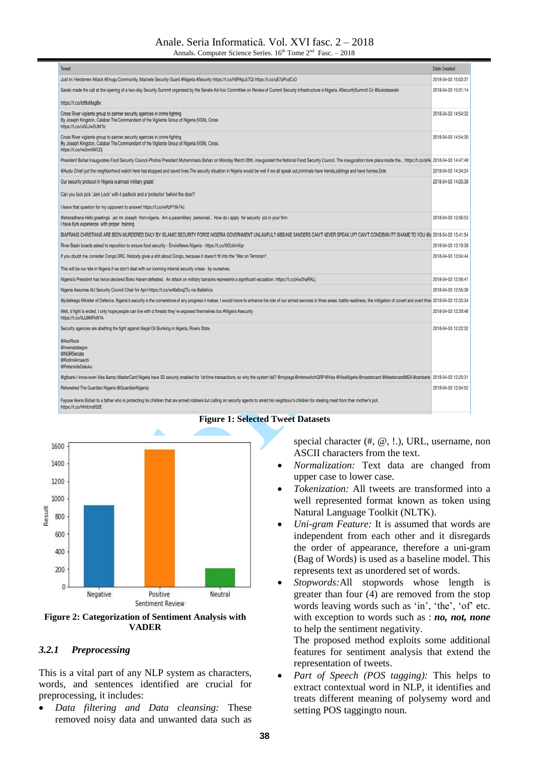| Tweet | Date Created |
|---|---|
| Just In: Herdsmen Attack #Enugu Community, Machete Security Guard #Nigeria #Security https://t.co/h8PApJcTQi https://t.co/uE7aPcdCvO | 2018-04-03 15:03:37 |
| Saraki made the call at the opening of a two-day Security Summit organised by the Senate Ad-hoc Committee on Review of Current Security Infrastructure in Nigeria. #SecuritySummit Cc @bukolasaraki https://t.co/Idf8uMagBx | 2018-04-03 15:01:14 |
| Cross River vigilante group to partner security agencies in crime fighting By Joseph Kingston, Calabar The Commandant of the Vigilante Group of Nigeria (VGN), Cross https://t.co/uGUJw5UM1b | 2018-04-03 14:54:32 |
| Cross River vigilante group to partner security agencies in crime fighting By Joseph Kingston, Calabar The Commandant of the Vigilante Group of Nigeria (VGN), Cross https://t.co/rw2emlWCDj | 2018-04-03 14:54:30 |
| President Buhari Inaugurates Food Security Council-Photos President Muhammadu Buhari on Monday March 26th, inaugurated the National Food Security Council. The inauguration took place inside the... https://t.co/sHk | 2018-04-03 14:47:49 |
| @Audu Chief just the neighborhood watch here has stopped and saved lives.The security situation in Nigeria would be well if we all speak out,criminals have friends,siblings and have homes.Dole | 2018-04-03 14:34:24 |
| Our security protocol in Nigeria is almost military grade! Can you lock pick 'Jam Lock' with 4 padlock and a 'protector' behind the door? I leave that question for my opponent to answer! https://t.co/wRzP16k74c | 2018-04-03 14:05:38 |
| @sriradhana Hello greetings .am mr Joseph from nigeria. Am a paramilitary personnel.. How do i apply for security job in your firm I have 8yrs experience with proper training | 2018-04-03 13:56:53 |
| BIAFRANS CHRISTIANS ARE BEEN MURDERED DAILY BY ISLAMIC SECURITY FORCE NIGERIA GOVERNMENT UNLAWFUL? @BErNIE SANDERS CAN'T NEVER SPEAK UP? CAN'T CONDEMN IT? SHAME TO YOU @b | 2018-04-03 13:41:54 |
| River Basin boards asked to reposition to ensure food security - EnvioNews Nigeria - https://t.co/tX2ckimXqr | 2018-04-03 13:19:38 |
| If you doubt me, consider Congo DRC. Nobody gives a shit about Congo, because it doesn't fit into the "War on Terrorism". This will be our late in Nigeria if we don't deal with our looming internal security crises - by ourselves. | 2018-04-03 13:04:44 |
| Nigeria's President has twice declared Boko Haram defeated. An attack on military barracks represents a significant escalation. https://t.co/j4w2haRALj | 2018-04-03 12:56:41 |
| Nigeria Assumes AU Security Council Chair for April https://t.co/w46a6xq2Tu via @allafrica | 2018-04-03 12:55:38 |
| @julietkego Minister of Defence. Nigeria's security is the cornerstone of any progress it makes. I would move to enhance the role of our armed services in three areas: battle readiness, the mitigation of covert and overt thre | 2018-04-03 12:35:34 |
| Well, d fight is ended. I only hope people can live with d threats they've exposed themselves too #Nigeria #security https://t.co/0JJ0MFKW1k | 2018-04-03 12:29:46 |
| Security agencies are abetting the fight against illegal Oil Bunking in Nigeria, Rivers State. @AsoRock @riversstategov @NGRSenate @RotimiAmaechi @PetersideDakuku | 2018-04-03 12:22:32 |
| @gtbank I know even Visa &amp; MasterCard Nigeria have 3D security enabled for 1st time transactions so why the system fail? @mypaga @interswitchGRP @Visa @VisaNigeria @mastercard @MastercardMEA @cenbank | 2018-04-03 12:20:31 |
| Retweeted The Guardian Nigeria (@GuardianNigeria): Fayose likens Buhari to a father who is protecting his children that are armed robbers but calling on security agents to arrest his neighbour's children for stealing meat from their mother's pot. https://t.co/HrhEmdf32E | 2018-04-03 12:04:52 |

**Figure 1: Selected Tweet Datasets**

**Figure 2: Categorization of Sentiment Analysis with VADER**

### 3.2.1 *Preprocessing*

This is a vital part of any NLP system as characters, words, and sentences identified are crucial for preprocessing, it includes:

- *Data filtering and Data cleansing:* These removed noisy data and unwanted data such as special character (#, @, !.), URL, username, non ASCII characters from the text.
- *Normalization:* Text data are changed from upper case to lower case.
- *Tokenization:* All tweets are transformed into a well represented format known as token using Natural Language Toolkit (NLTK).
- *Uni-gram Feature:* It is assumed that words are independent from each other and it disregards the order of appearance, therefore a uni-gram (Bag of Words) is used as a baseline model. This represents text as unordered set of words.
- *Stopwords:* All stopwords whose length is greater than four (4) are removed from the stop words leaving words such as 'in', 'the', 'of' etc. with exception to words such as : ***no, not, none*** to help the sentiment negativity.

  The proposed method exploits some additional features for sentiment analysis that extend the representation of tweets.
- *Part of Speech (POS tagging):* This helps to extract contextual word in NLP, it identifies and treats different meaning of polysemy word and setting POS taggingto noun.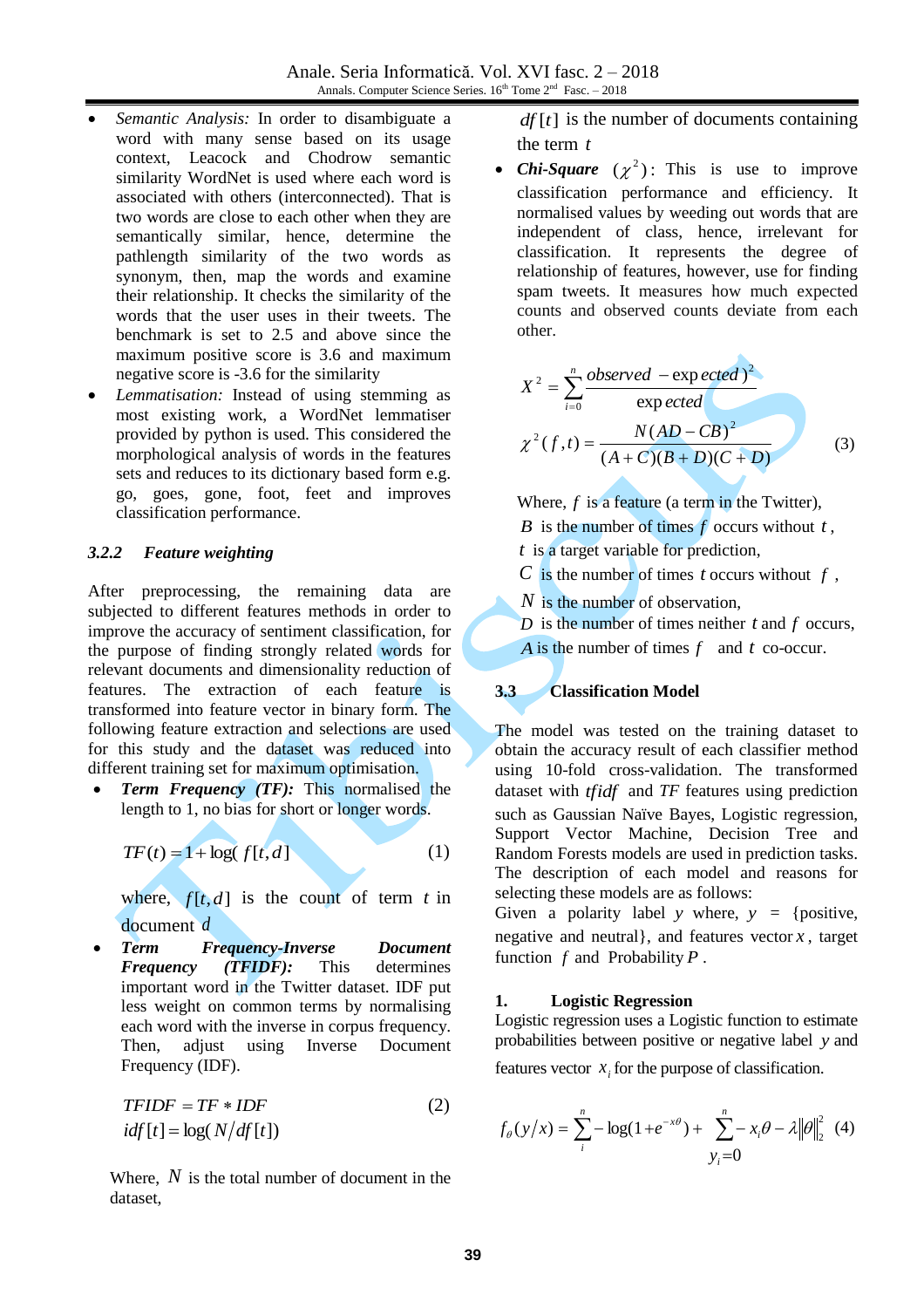- *Semantic Analysis:* In order to disambiguate a word with many sense based on its usage context, Leacock and Chodrow semantic similarity WordNet is used where each word is associated with others (interconnected). That is two words are close to each other when they are semantically similar, hence, determine the pathlength similarity of the two words as synonym, then, map the words and examine their relationship. It checks the similarity of the words that the user uses in their tweets. The benchmark is set to 2.5 and above since the maximum positive score is 3.6 and maximum negative score is -3.6 for the similarity
- *Lemmatisation:* Instead of using stemming as most existing work, a WordNet lemmatiser provided by python is used. This considered the morphological analysis of words in the features sets and reduces to its dictionary based form e.g. go, goes, gone, foot, feet and improves classification performance.

### 3.2.2 Feature weighting

After preprocessing, the remaining data are subjected to different features methods in order to improve the accuracy of sentiment classification, for the purpose of finding strongly related words for relevant documents and dimensionality reduction of features. The extraction of each feature is transformed into feature vector in binary form. The following feature extraction and selections are used for this study and the dataset was reduced into different training set for maximum optimisation.

- ***Term Frequency (TF):*** This normalised the length to 1, no bias for short or longer words.

$$TF(t) = 1 + \log(f[t,d]) \tag{1}$$

where, $f[t,d]$ is the count of term $t$ in document $d$

- ***Term Frequency-Inverse Document Frequency (TFIDF):*** This determines important word in the Twitter dataset. IDF put less weight on common terms by normalising each word with the inverse in corpus frequency. Then, adjust using Inverse Document Frequency (IDF).

$$TFIDF = TF * IDF \qquad idf[t] = \log(N/df[t]) \tag{2}$$

Where, $N$ is the total number of document in the dataset,

$df[t]$ is the number of documents containing the term $t$

- ***Chi-Square*** $(\chi^2)$: This is use to improve classification performance and efficiency. It normalised values by weeding out words that are independent of class, hence, irrelevant for classification. It represents the degree of relationship of features, however, use for finding spam tweets. It measures how much expected counts and observed counts deviate from each other.

$$X^2 = \sum_{i=0}^{n} \frac{observed - expected)^2}{expected}$$

$$\chi^2(f,t) = \frac{N(AD - CB)^2}{(A+C)(B+D)(C+D)} \tag{3}$$

Where, $f$ is a feature (a term in the Twitter),
$B$ is the number of times $f$ occurs without $t$,
$t$ is a target variable for prediction,
$C$ is the number of times $t$ occurs without $f$,
$N$ is the number of observation,
$D$ is the number of times neither $t$ and $f$ occurs,
$A$ is the number of times $f$ and $t$ co-occur.

## 3.3 Classification Model

The model was tested on the training dataset to obtain the accuracy result of each classifier method using 10-fold cross-validation. The transformed dataset with *tfidf* and *TF* features using prediction such as Gaussian Naïve Bayes, Logistic regression, Support Vector Machine, Decision Tree and Random Forests models are used in prediction tasks. The description of each model and reasons for selecting these models are as follows:
Given a polarity label $y$ where, $y$ = {positive, negative and neutral}, and features vector $x$, target function $f$ and Probability $P$.

### 1. Logistic Regression

Logistic regression uses a Logistic function to estimate probabilities between positive or negative label $y$ and features vector $x_i$ for the purpose of classification.

$$f_\theta(y/x) = \sum_{i}^{n} -\log(1+e^{-x\theta}) + \sum_{y_i=0}^{n} -x_i\theta - \lambda\|\theta\|_2^2 \tag{4}$$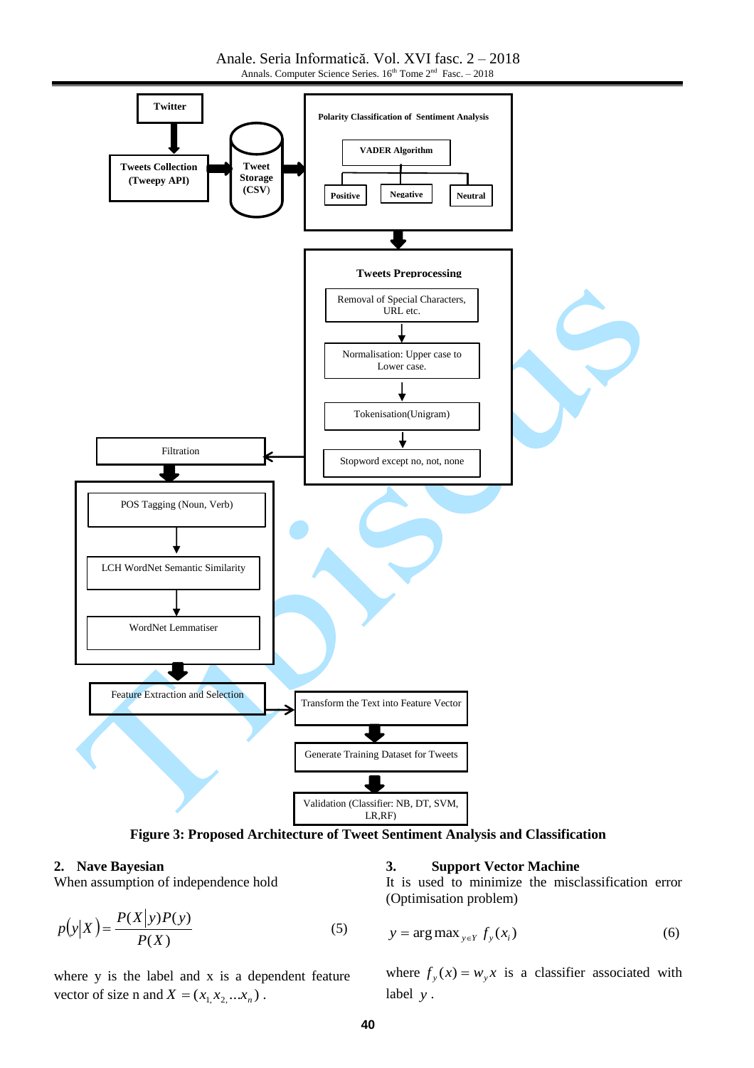Figure 3: Proposed Architecture of Tweet Sentiment Analysis and Classification

**2. Nave Bayesian**

When assumption of independence hold

$$p(y|X) = \frac{P(X|y)P(y)}{P(X)} \tag{5}$$

where y is the label and x is a dependent feature vector of size n and $X = (x_1, x_2, \ldots x_n)$.

**3. Support Vector Machine**

It is used to minimize the misclassification error (Optimisation problem)

$$y = \arg\max_{y \in Y} f_y(x_i) \tag{6}$$

where $f_y(x) = w_y x$ is a classifier associated with label $y$.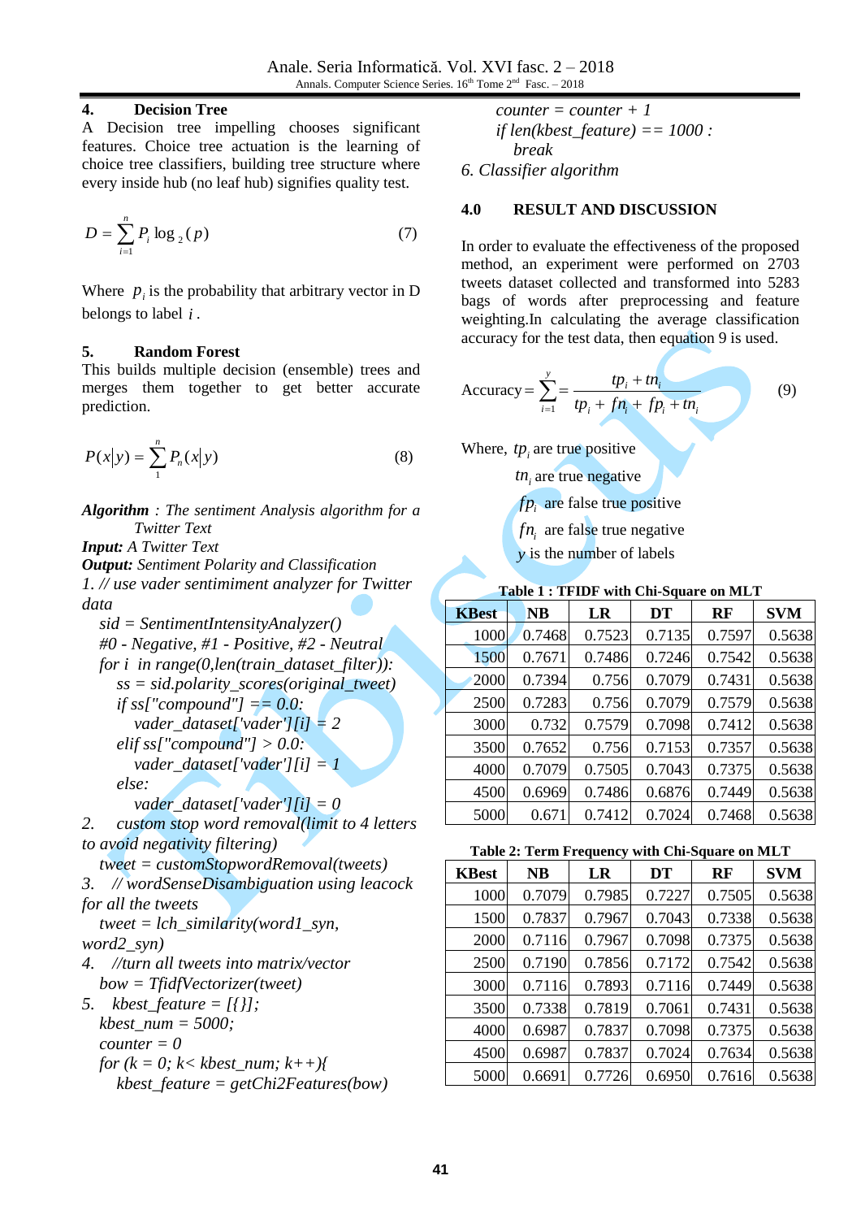### 4. Decision Tree

A Decision tree impelling chooses significant features. Choice tree actuation is the learning of choice tree classifiers, building tree structure where every inside hub (no leaf hub) signifies quality test.

$$D = \sum_{i=1}^{n} P_i \log_2(p) \tag{7}$$

Where $p_i$ is the probability that arbitrary vector in D belongs to label $i$.

### 5. Random Forest

This builds multiple decision (ensemble) trees and merges them together to get better accurate prediction.

$$P(x|y) = \sum_{1}^{n} P_n(x|y) \tag{8}$$

***Algorithm*** *: The sentiment Analysis algorithm for a Twitter Text*
***Input:*** *A Twitter Text*
***Output:*** *Sentiment Polarity and Classification*

```
1. // use vader sentimiment analyzer for Twitter data
   sid = SentimentIntensityAnalyzer()
   #0 - Negative, #1 - Positive, #2 - Neutral
   for i in range(0,len(train_dataset_filter)):
      ss = sid.polarity_scores(original_tweet)
      if ss["compound"] == 0.0:
         vader_dataset['vader'][i] = 2
      elif ss["compound"] > 0.0:
         vader_dataset['vader'][i] = 1
      else:
         vader_dataset['vader'][i] = 0
2. custom stop word removal(limit to 4 letters to avoid negativity filtering)
   tweet = customStopwordRemoval(tweets)
3. // wordSenseDisambiguation using leacock for all the tweets
   tweet = lch_similarity(word1_syn, word2_syn)
4. //turn all tweets into matrix/vector
   bow = TfidfVectorizer(tweet)
5. kbest_feature = [{}];
   kbest_num = 5000;
   counter = 0
   for (k = 0; k< kbest_num; k++){
      kbest_feature = getChi2Features(bow)
      counter = counter + 1
      if len(kbest_feature) == 1000 :
         break
6. Classifier algorithm
```

## 4.0 RESULT AND DISCUSSION

In order to evaluate the effectiveness of the proposed method, an experiment were performed on 2703 tweets dataset collected and transformed into 5283 bags of words after preprocessing and feature weighting.In calculating the average classification accuracy for the test data, then equation 9 is used.

$$\text{Accuracy} = \sum_{i=1}^{y} = \frac{tp_i + tn_i}{tp_i + fn_i + fp_i + tn_i} \tag{9}$$

Where, $tp_i$ are true positive
$tn_i$ are true negative
$fp_i$ are false true positive
$fn_i$ are false true negative
$y$ is the number of labels

**Table 1 : TFIDF with Chi-Square on MLT**

| KBest | NB | LR | DT | RF | SVM |
|---|---|---|---|---|---|
| 1000 | 0.7468 | 0.7523 | 0.7135 | 0.7597 | 0.5638 |
| 1500 | 0.7671 | 0.7486 | 0.7246 | 0.7542 | 0.5638 |
| 2000 | 0.7394 | 0.756 | 0.7079 | 0.7431 | 0.5638 |
| 2500 | 0.7283 | 0.756 | 0.7079 | 0.7579 | 0.5638 |
| 3000 | 0.732 | 0.7579 | 0.7098 | 0.7412 | 0.5638 |
| 3500 | 0.7652 | 0.756 | 0.7153 | 0.7357 | 0.5638 |
| 4000 | 0.7079 | 0.7505 | 0.7043 | 0.7375 | 0.5638 |
| 4500 | 0.6969 | 0.7486 | 0.6876 | 0.7449 | 0.5638 |
| 5000 | 0.671 | 0.7412 | 0.7024 | 0.7468 | 0.5638 |

**Table 2: Term Frequency with Chi-Square on MLT**

| KBest | NB | LR | DT | RF | SVM |
|---|---|---|---|---|---|
| 1000 | 0.7079 | 0.7985 | 0.7227 | 0.7505 | 0.5638 |
| 1500 | 0.7837 | 0.7967 | 0.7043 | 0.7338 | 0.5638 |
| 2000 | 0.7116 | 0.7967 | 0.7098 | 0.7375 | 0.5638 |
| 2500 | 0.7190 | 0.7856 | 0.7172 | 0.7542 | 0.5638 |
| 3000 | 0.7116 | 0.7893 | 0.7116 | 0.7449 | 0.5638 |
| 3500 | 0.7338 | 0.7819 | 0.7061 | 0.7431 | 0.5638 |
| 4000 | 0.6987 | 0.7837 | 0.7098 | 0.7375 | 0.5638 |
| 4500 | 0.6987 | 0.7837 | 0.7024 | 0.7634 | 0.5638 |
| 5000 | 0.6691 | 0.7726 | 0.6950 | 0.7616 | 0.5638 |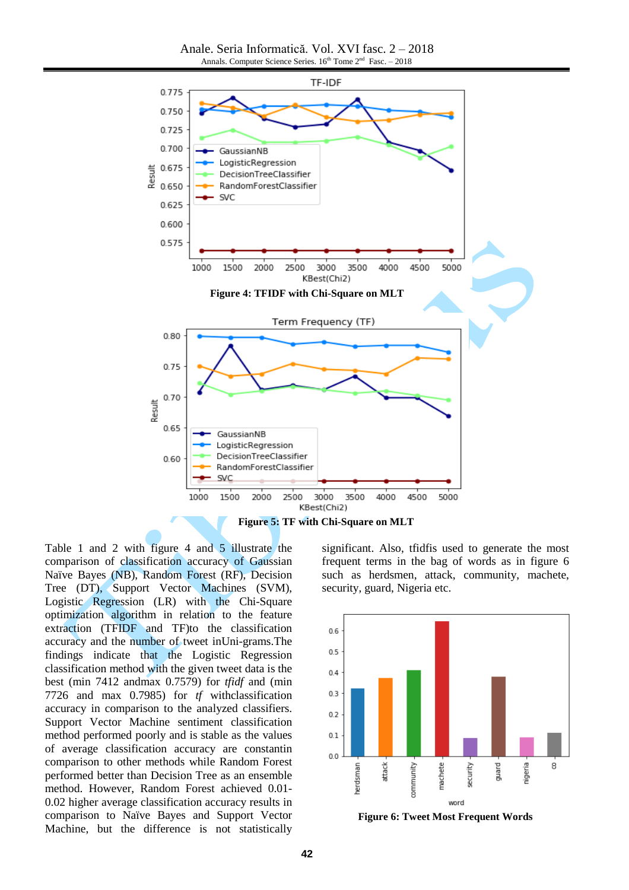Figure 4: TFIDF with Chi-Square on MLT

Figure 5: TF with Chi-Square on MLT

Table 1 and 2 with figure 4 and 5 illustrate the comparison of classification accuracy of Gaussian Naïve Bayes (NB), Random Forest (RF), Decision Tree (DT), Support Vector Machines (SVM), Logistic Regression (LR) with the Chi-Square optimization algorithm in relation to the feature extraction (TFIDF and TF)to the classification accuracy and the number of tweet inUni-grams.The findings indicate that the Logistic Regression classification method with the given tweet data is the best (min 7412 andmax 0.7579) for *tfidf* and (min 7726 and max 0.7985) for *tf* withclassification accuracy in comparison to the analyzed classifiers. Support Vector Machine sentiment classification method performed poorly and is stable as the values of average classification accuracy are constantin comparison to other methods while Random Forest performed better than Decision Tree as an ensemble method. However, Random Forest achieved 0.01-0.02 higher average classification accuracy results in comparison to Naïve Bayes and Support Vector Machine, but the difference is not statistically significant. Also, tfidfis used to generate the most frequent terms in the bag of words as in figure 6 such as herdsmen, attack, community, machete, security, guard, Nigeria etc.

Figure 6: Tweet Most Frequent Words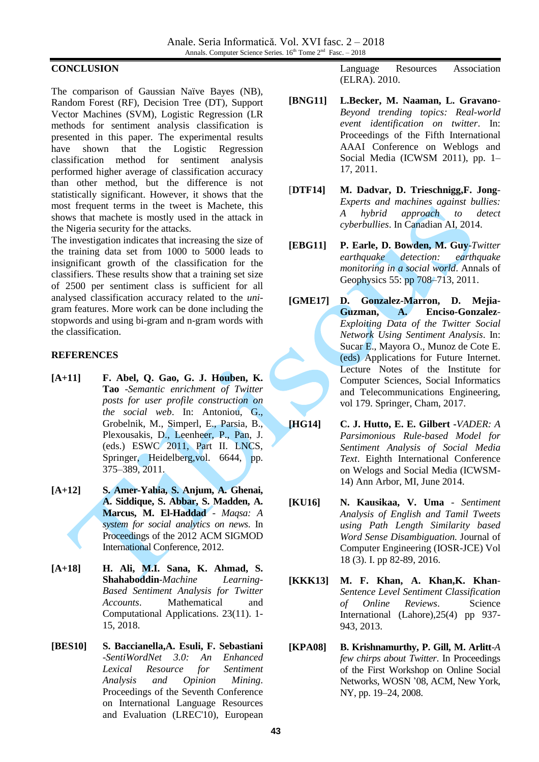## CONCLUSION

The comparison of Gaussian Naïve Bayes (NB), Random Forest (RF), Decision Tree (DT), Support Vector Machines (SVM), Logistic Regression (LR methods for sentiment analysis classification is presented in this paper. The experimental results have shown that the Logistic Regression classification method for sentiment analysis performed higher average of classification accuracy than other method, but the difference is not statistically significant. However, it shows that the most frequent terms in the tweet is Machete, this shows that machete is mostly used in the attack in the Nigeria security for the attacks.

The investigation indicates that increasing the size of the training data set from 1000 to 5000 leads to insignificant growth of the classification for the classifiers. These results show that a training set size of 2500 per sentiment class is sufficient for all analysed classification accuracy related to the *uni*-gram features. More work can be done including the stopwords and using bi-gram and n-gram words with the classification.

## REFERENCES

**[A+11]** **F. Abel, Q. Gao, G. J. Houben, K. Tao** -*Semantic enrichment of Twitter posts for user profile construction on the social web*. In: Antoniou, G., Grobelnik, M., Simperl, E., Parsia, B., Plexousakis, D., Leenheer, P., Pan, J. (eds.) ESWC 2011, Part II. LNCS, Springer, Heidelberg,vol. 6644, pp. 375–389, 2011.

**[A+12]** **S. Amer-Yahia, S. Anjum, A. Ghenai, A. Siddique, S. Abbar, S. Madden, A. Marcus, M. El-Haddad** - *Maqsa: A system for social analytics on news.* In Proceedings of the 2012 ACM SIGMOD International Conference, 2012.

**[A+18]** **H. Ali, M.I. Sana, K. Ahmad, S. Shahaboddin**-*Machine Learning-Based Sentiment Analysis for Twitter Accounts*. Mathematical and Computational Applications. 23(11). 1-15, 2018.

**[BES10]** **S. Baccianella,A. Esuli, F. Sebastiani** -*SentiWordNet 3.0: An Enhanced Lexical Resource for Sentiment Analysis and Opinion Mining*. Proceedings of the Seventh Conference on International Language Resources and Evaluation (LREC'10), European Language Resources Association (ELRA). 2010.

**[BNG11]** **L.Becker, M. Naaman, L. Gravano**-*Beyond trending topics: Real-world event identification on twitter*. In: Proceedings of the Fifth International AAAI Conference on Weblogs and Social Media (ICWSM 2011), pp. 1–17, 2011.

**[DTF14]** **M. Dadvar, D. Trieschnigg,F. Jong**-*Experts and machines against bullies: A hybrid approach to detect cyberbullies*. In Canadian AI, 2014.

**[EBG11]** **P. Earle, D. Bowden, M. Guy**-*Twitter earthquake detection: earthquake monitoring in a social world*. Annals of Geophysics 55: pp 708–713, 2011.

**[GME17]** **D. Gonzalez-Marron, D. Mejia-Guzman, A. Enciso-Gonzalez**-*Exploiting Data of the Twitter Social Network Using Sentiment Analysis*. In: Sucar E., Mayora O., Munoz de Cote E. (eds) Applications for Future Internet. Lecture Notes of the Institute for Computer Sciences, Social Informatics and Telecommunications Engineering, vol 179. Springer, Cham, 2017.

**[HG14]** **C. J. Hutto, E. E. Gilbert** -*VADER: A Parsimonious Rule-based Model for Sentiment Analysis of Social Media Text*. Eighth International Conference on Welogs and Social Media (ICWSM-14) Ann Arbor, MI, June 2014.

**[KU16]** **N. Kausikaa, V. Uma** - *Sentiment Analysis of English and Tamil Tweets using Path Length Similarity based Word Sense Disambiguation.* Journal of Computer Engineering (IOSR-JCE) Vol 18 (3). I. pp 82-89, 2016.

**[KKK13]** **M. F. Khan, A. Khan,K. Khan**-*Sentence Level Sentiment Classification of Online Reviews*. Science International (Lahore),25(4) pp 937-943, 2013.

**[KPA08]** **B. Krishnamurthy, P. Gill, M. Arlitt**-*A few chirps about Twitter.* In Proceedings of the First Workshop on Online Social Networks, WOSN '08, ACM, New York, NY, pp. 19–24, 2008.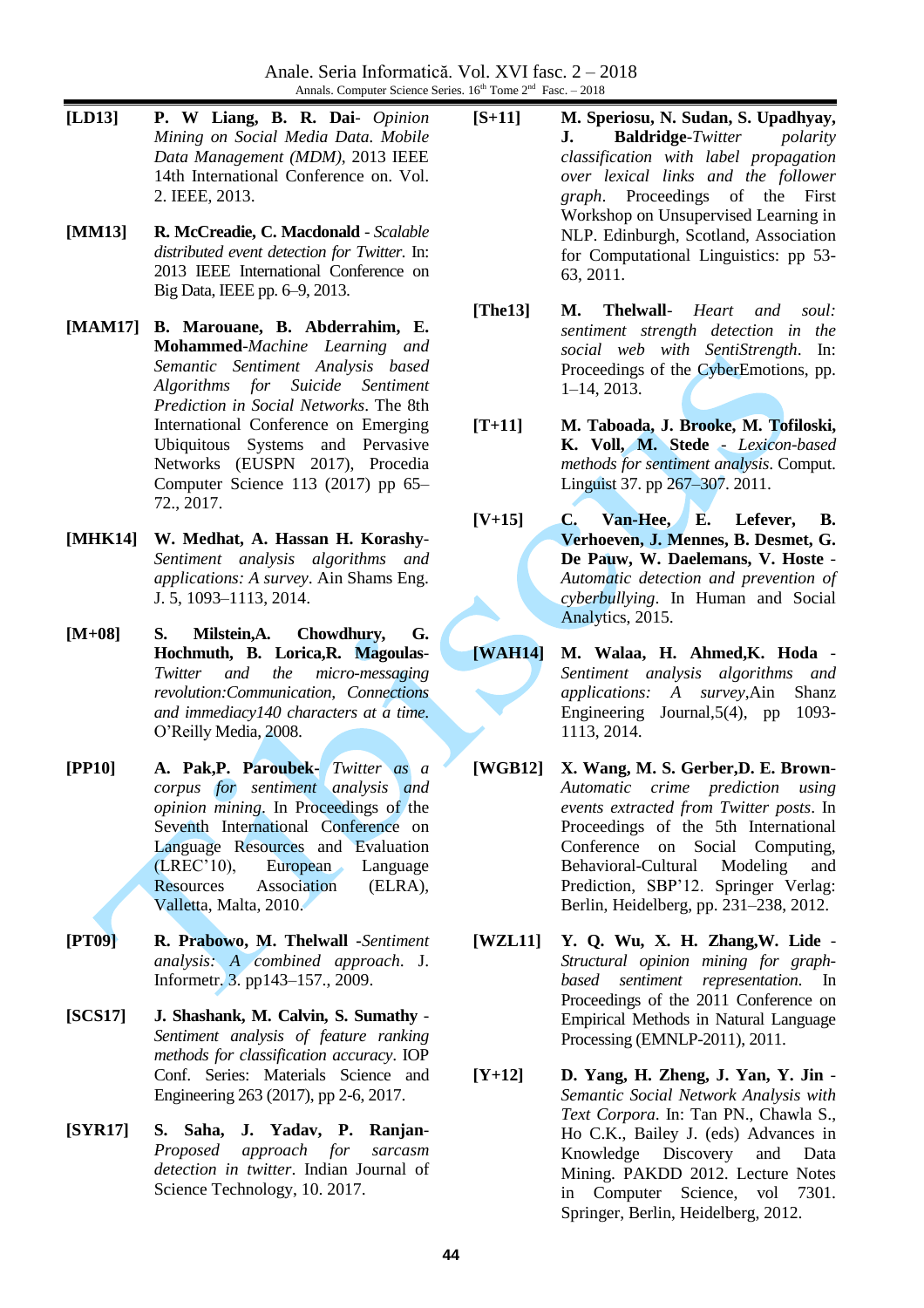**[LD13]** **P. W Liang, B. R. Dai**- *Opinion Mining on Social Media Data. Mobile Data Management (MDM)*, 2013 IEEE 14th International Conference on. Vol. 2. IEEE, 2013.

**[MM13]** **R. McCreadie, C. Macdonald** - *Scalable distributed event detection for Twitter.* In: 2013 IEEE International Conference on Big Data, IEEE pp. 6–9, 2013.

**[MAM17]** **B. Marouane, B. Abderrahim, E. Mohammed**-*Machine Learning and Semantic Sentiment Analysis based Algorithms for Suicide Sentiment Prediction in Social Networks*. The 8th International Conference on Emerging Ubiquitous Systems and Pervasive Networks (EUSPN 2017), Procedia Computer Science 113 (2017) pp 65–72., 2017.

**[MHK14]** **W. Medhat, A. Hassan H. Korashy**- *Sentiment analysis algorithms and applications: A survey*. Ain Shams Eng. J. 5, 1093–1113, 2014.

**[M+08]** **S. Milstein,A. Chowdhury, G. Hochmuth, B. Lorica,R. Magoulas**- *Twitter and the micro-messaging revolution:Communication, Connections and immediacy140 characters at a time.* O'Reilly Media, 2008.

**[PP10]** **A. Pak,P. Paroubek**- *Twitter as a corpus for sentiment analysis and opinion mining*. In Proceedings of the Seventh International Conference on Language Resources and Evaluation (LREC'10), European Language Resources Association (ELRA), Valletta, Malta, 2010.

**[PT09]** **R. Prabowo, M. Thelwall** -*Sentiment analysis: A combined approach*. J. Informetr. 3. pp143–157., 2009.

**[SCS17]** **J. Shashank, M. Calvin, S. Sumathy** - *Sentiment analysis of feature ranking methods for classification accuracy*. IOP Conf. Series: Materials Science and Engineering 263 (2017), pp 2-6, 2017.

**[SYR17]** **S. Saha, J. Yadav, P. Ranjan**- *Proposed approach for sarcasm detection in twitter*. Indian Journal of Science Technology, 10. 2017.

**[S+11]** **M. Speriosu, N. Sudan, S. Upadhyay, J. Baldridge**-*Twitter polarity classification with label propagation over lexical links and the follower graph*. Proceedings of the First Workshop on Unsupervised Learning in NLP. Edinburgh, Scotland, Association for Computational Linguistics: pp 53-63, 2011.

**[The13]** **M. Thelwall**- *Heart and soul: sentiment strength detection in the social web with SentiStrength*. In: Proceedings of the CyberEmotions, pp. 1–14, 2013.

**[T+11]** **M. Taboada, J. Brooke, M. Tofiloski, K. Voll, M. Stede** - *Lexicon-based methods for sentiment analysis*. Comput. Linguist 37. pp 267–307. 2011.

**[V+15]** **C. Van-Hee, E. Lefever, B. Verhoeven, J. Mennes, B. Desmet, G. De Pauw, W. Daelemans, V. Hoste** - *Automatic detection and prevention of cyberbullying*. In Human and Social Analytics, 2015.

**[WAH14]** **M. Walaa, H. Ahmed,K. Hoda** - *Sentiment analysis algorithms and applications: A survey*,Ain Shanz Engineering Journal,5(4), pp 1093-1113, 2014.

**[WGB12]** **X. Wang, M. S. Gerber,D. E. Brown**- *Automatic crime prediction using events extracted from Twitter posts*. In Proceedings of the 5th International Conference on Social Computing, Behavioral-Cultural Modeling and Prediction, SBP'12. Springer Verlag: Berlin, Heidelberg, pp. 231–238, 2012.

**[WZL11]** **Y. Q. Wu, X. H. Zhang,W. Lide** - *Structural opinion mining for graph-based sentiment representation*. In Proceedings of the 2011 Conference on Empirical Methods in Natural Language Processing (EMNLP-2011), 2011.

**[Y+12]** **D. Yang, H. Zheng, J. Yan, Y. Jin** - *Semantic Social Network Analysis with Text Corpora*. In: Tan PN., Chawla S., Ho C.K., Bailey J. (eds) Advances in Knowledge Discovery and Data Mining. PAKDD 2012. Lecture Notes in Computer Science, vol 7301. Springer, Berlin, Heidelberg, 2012.